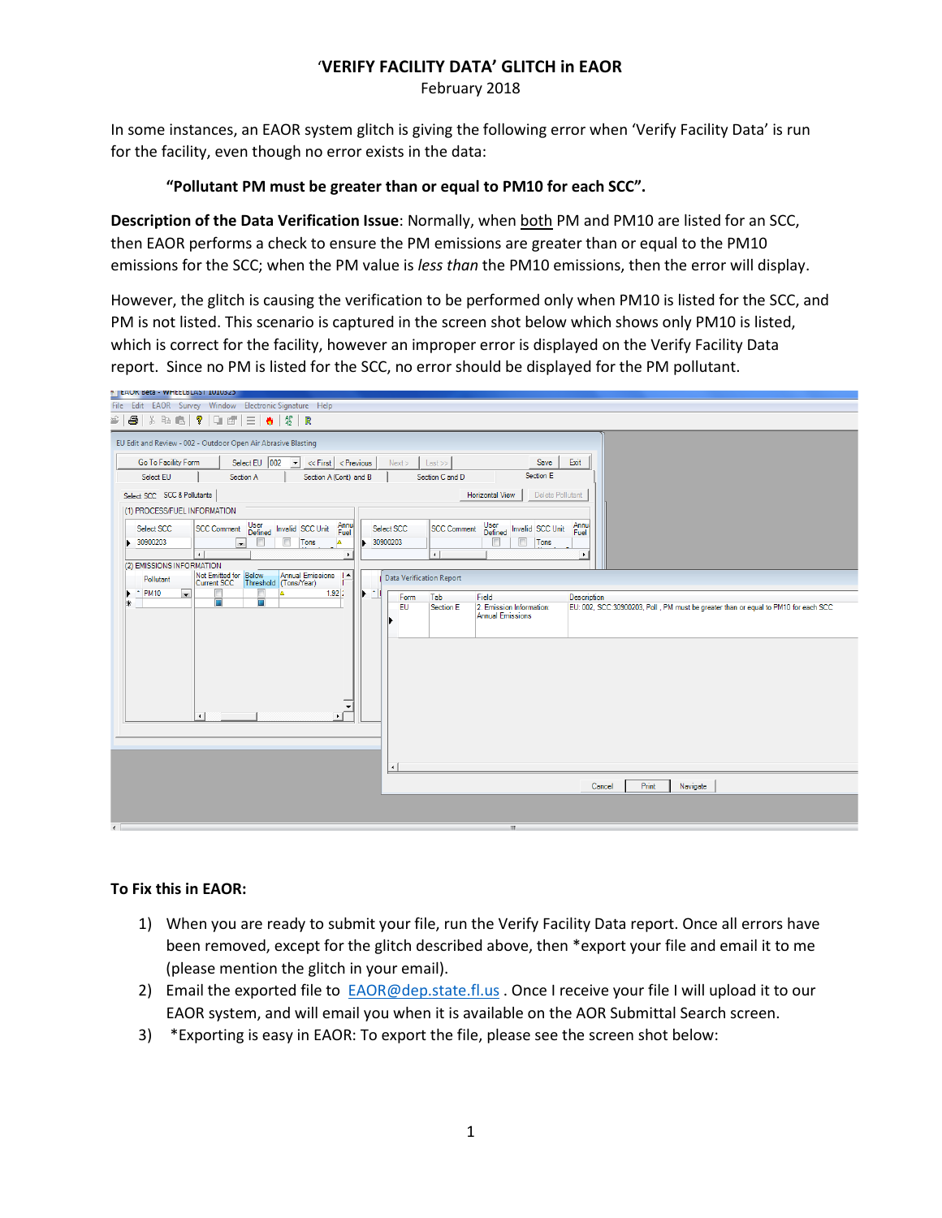# 'VERIFY FACILITY DATA' GLITCH in EAOR

February 2018

In some instances, an EAOR system glitch is giving the following error when 'Verify Facility Data' is run for the facility, even though no error exists in the data:

> **"Pollutant PM must be greater than or equal to PM10 for each SCC".**

**Description of the Data Verification Issue**: Normally, when both PM and PM10 are listed for an SCC, then EAOR performs a check to ensure the PM emissions are greater than or equal to the PM10 emissions for the SCC; when the PM value is *less than* the PM10 emissions, then the error will display.

However, the glitch is causing the verification to be performed only when PM10 is listed for the SCC, and PM is not listed. This scenario is captured in the screen shot below which shows only PM10 is listed, which is correct for the facility, however an improper error is displayed on the Verify Facility Data report. Since no PM is listed for the SCC, no error should be displayed for the PM pollutant.

**To Fix this in EAOR:**

1) When you are ready to submit your file, run the Verify Facility Data report. Once all errors have been removed, except for the glitch described above, then *export your file and email it to me (please mention the glitch in your email).
2) Email the exported file to EAOR@dep.state.fl.us . Once I receive your file I will upload it to our EAOR system, and will email you when it is available on the AOR Submittal Search screen.
3) *Exporting is easy in EAOR: To export the file, please see the screen shot below: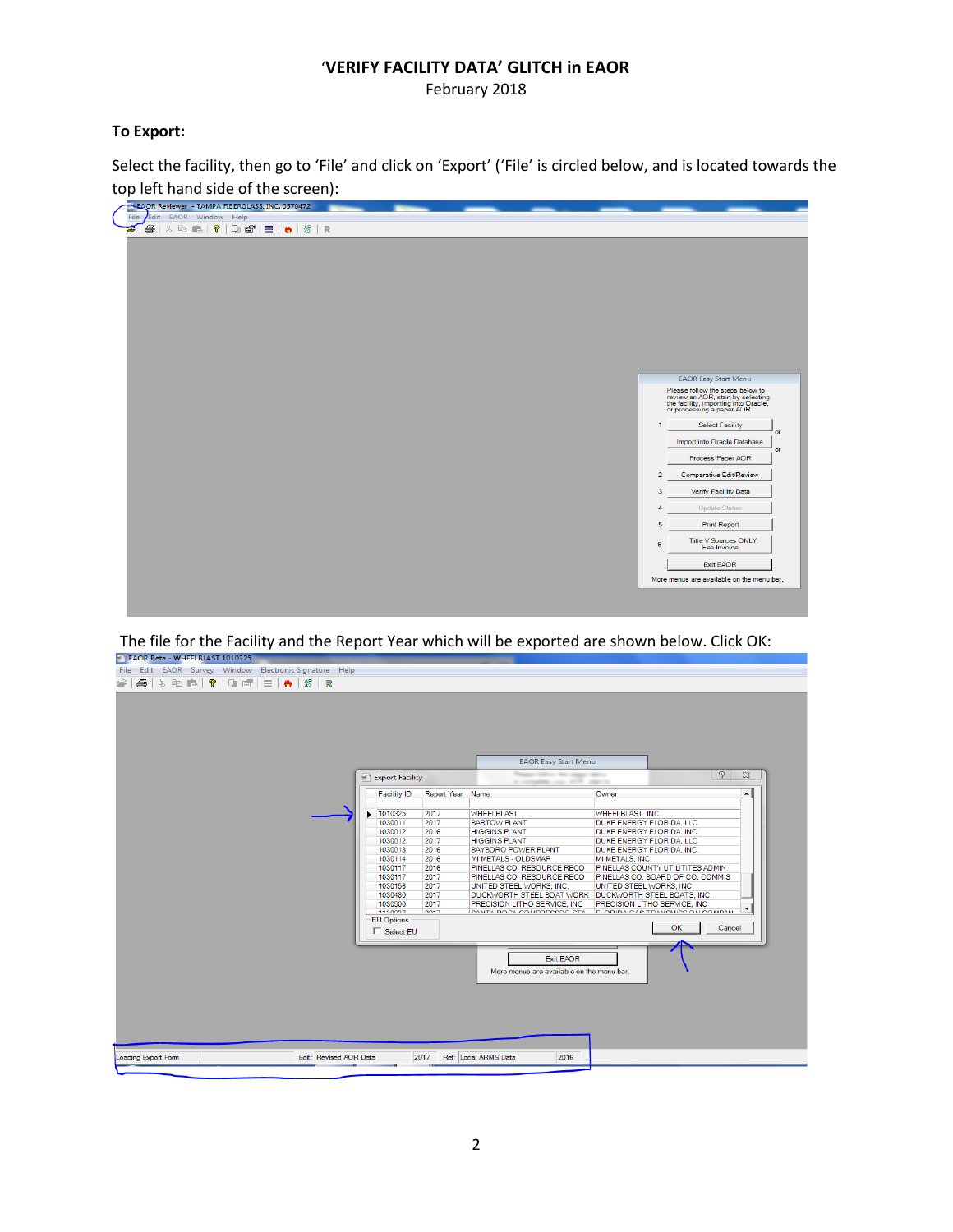## 'VERIFY FACILITY DATA' GLITCH in EAOR

February 2018

**To Export:**

Select the facility, then go to 'File' and click on 'Export' ('File' is circled below, and is located towards the top left hand side of the screen):

The file for the Facility and the Report Year which will be exported are shown below. Click OK: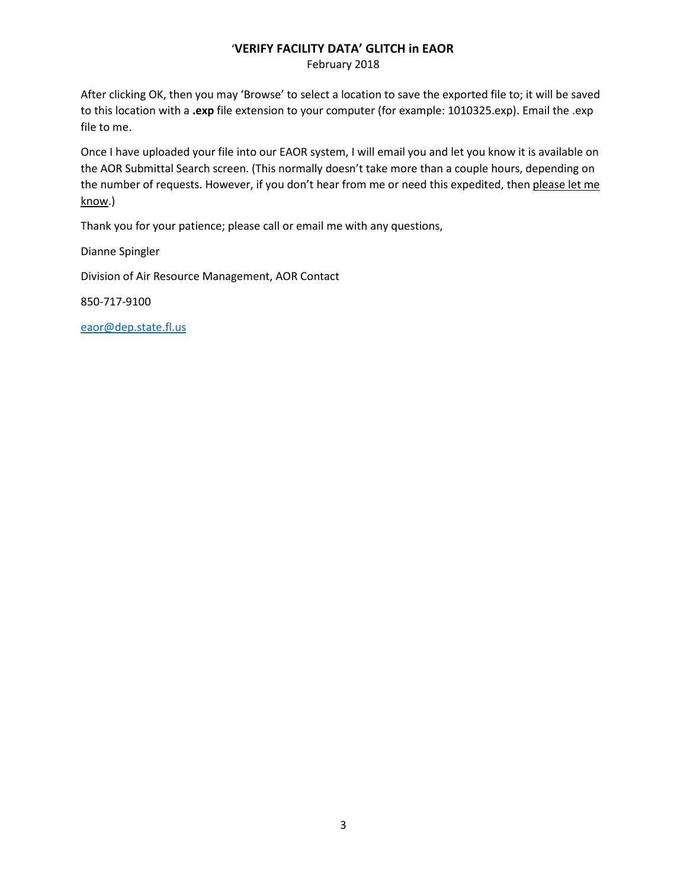After clicking OK, then you may ‘Browse’ to select a location to save the exported file to; it will be saved to this location with a **.exp** file extension to your computer (for example: 1010325.exp). Email the .exp file to me.

Once I have uploaded your file into our EAOR system, I will email you and let you know it is available on the AOR Submittal Search screen. (This normally doesn’t take more than a couple hours, depending on the number of requests. However, if you don’t hear from me or need this expedited, then please let me know.)

Thank you for your patience; please call or email me with any questions,

Dianne Spingler

Division of Air Resource Management, AOR Contact

850-717-9100

eaor@dep.state.fl.us